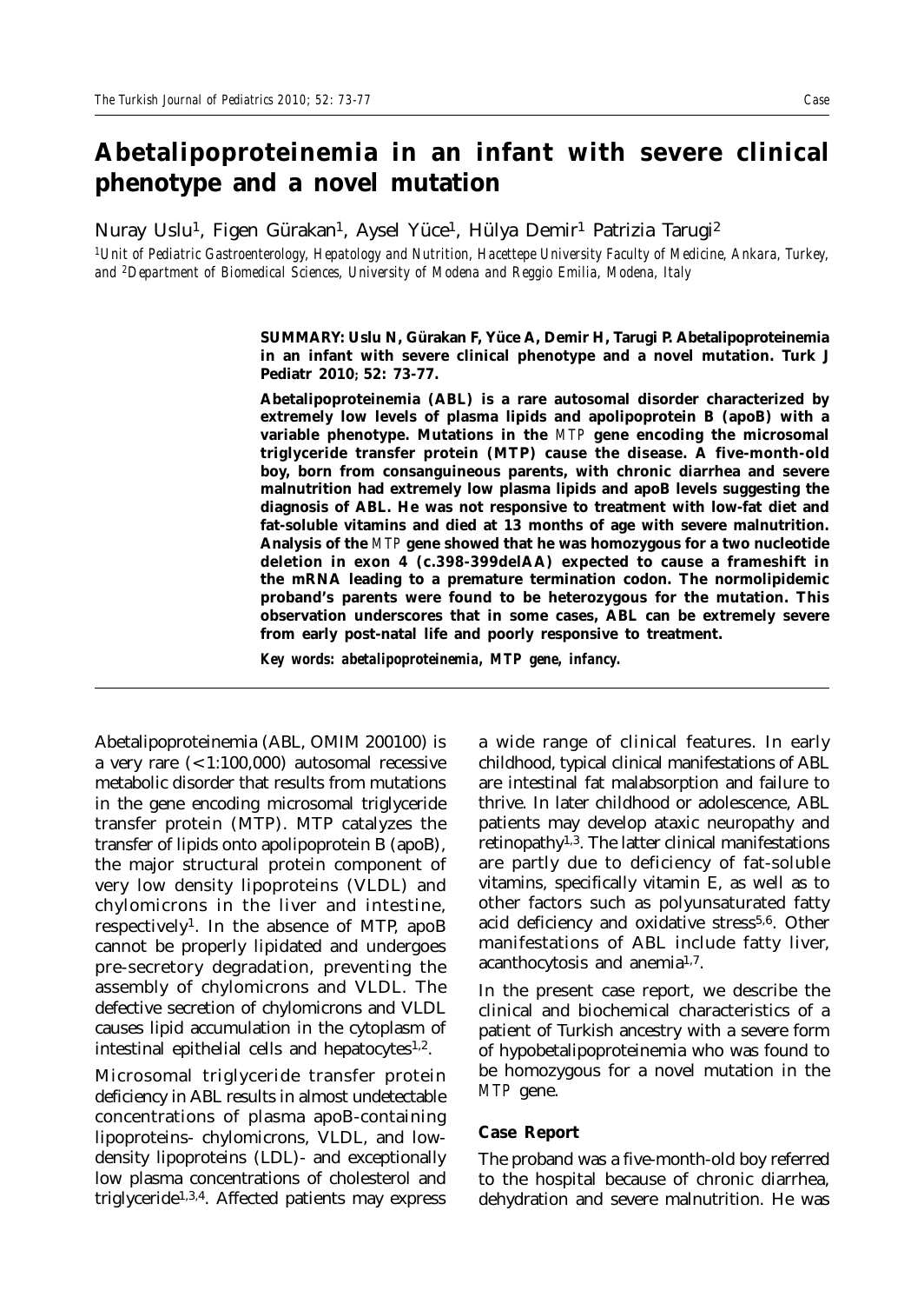# Abetalipoproteinemia in an infant with severe clinical phenotype and a novel mutation

Nuray Uslu[1], Figen Gürakan[1], Aysel Yüce[1], Hülya Demir[1] Patrizia Tarugi[2]

[1]*Unit of Pediatric Gastroenterology, Hepatology and Nutrition, Hacettepe University Faculty of Medicine, Ankara, Turkey, and* [2]*Department of Biomedical Sciences, University of Modena and Reggio Emilia, Modena, Italy*

**SUMMARY: Uslu N, Gürakan F, Yüce A, Demir H, Tarugi P. Abetalipoproteinemia in an infant with severe clinical phenotype and a novel mutation. Turk J Pediatr 2010; 52: 73-77.**

**Abetalipoproteinemia (ABL) is a rare autosomal disorder characterized by extremely low levels of plasma lipids and apolipoprotein B (apoB) with a variable phenotype. Mutations in the *MTP* gene encoding the microsomal triglyceride transfer protein (MTP) cause the disease. A five-month-old boy, born from consanguineous parents, with chronic diarrhea and severe malnutrition had extremely low plasma lipids and apoB levels suggesting the diagnosis of ABL. He was not responsive to treatment with low-fat diet and fat-soluble vitamins and died at 13 months of age with severe malnutrition. Analysis of the *MTP* gene showed that he was homozygous for a two nucleotide deletion in exon 4 (c.398-399delAA) expected to cause a frameshift in the mRNA leading to a premature termination codon. The normolipidemic proband's parents were found to be heterozygous for the mutation. This observation underscores that in some cases, ABL can be extremely severe from early post-natal life and poorly responsive to treatment.**

***Key words: abetalipoproteinemia, MTP gene, infancy.***

Abetalipoproteinemia (ABL, OMIM 200100) is a very rare (<1:100,000) autosomal recessive metabolic disorder that results from mutations in the gene encoding microsomal triglyceride transfer protein (MTP). MTP catalyzes the transfer of lipids onto apolipoprotein B (apoB), the major structural protein component of very low density lipoproteins (VLDL) and chylomicrons in the liver and intestine, respectively[1]. In the absence of MTP, apoB cannot be properly lipidated and undergoes pre-secretory degradation, preventing the assembly of chylomicrons and VLDL. The defective secretion of chylomicrons and VLDL causes lipid accumulation in the cytoplasm of intestinal epithelial cells and hepatocytes[1,2].

Microsomal triglyceride transfer protein deficiency in ABL results in almost undetectable concentrations of plasma apoB-containing lipoproteins- chylomicrons, VLDL, and low-density lipoproteins (LDL)- and exceptionally low plasma concentrations of cholesterol and triglyceride[1,3,4]. Affected patients may express a wide range of clinical features. In early childhood, typical clinical manifestations of ABL are intestinal fat malabsorption and failure to thrive. In later childhood or adolescence, ABL patients may develop ataxic neuropathy and retinopathy[1,3]. The latter clinical manifestations are partly due to deficiency of fat-soluble vitamins, specifically vitamin E, as well as to other factors such as polyunsaturated fatty acid deficiency and oxidative stress[5,6]. Other manifestations of ABL include fatty liver, acanthocytosis and anemia[1,7].

In the present case report, we describe the clinical and biochemical characteristics of a patient of Turkish ancestry with a severe form of hypobetalipoproteinemia who was found to be homozygous for a novel mutation in the *MTP* gene.

### Case Report

The proband was a five-month-old boy referred to the hospital because of chronic diarrhea, dehydration and severe malnutrition. He was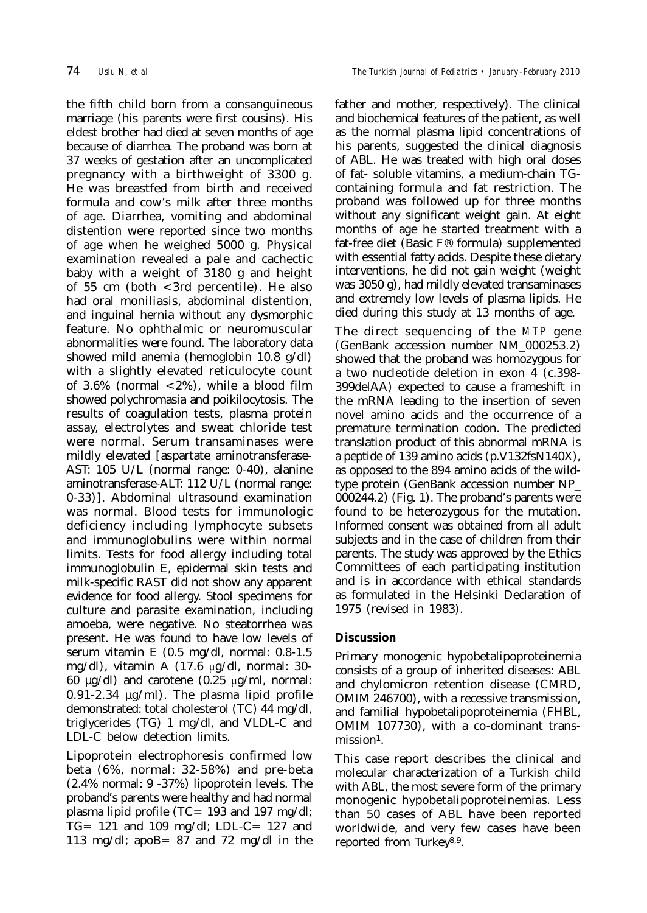the fifth child born from a consanguineous marriage (his parents were first cousins). His eldest brother had died at seven months of age because of diarrhea. The proband was born at 37 weeks of gestation after an uncomplicated pregnancy with a birthweight of 3300 g. He was breastfed from birth and received formula and cow's milk after three months of age. Diarrhea, vomiting and abdominal distention were reported since two months of age when he weighed 5000 g. Physical examination revealed a pale and cachectic baby with a weight of 3180 g and height of 55 cm (both <3rd percentile). He also had oral moniliasis, abdominal distention, and inguinal hernia without any dysmorphic feature. No ophthalmic or neuromuscular abnormalities were found. The laboratory data showed mild anemia (hemoglobin 10.8 g/dl) with a slightly elevated reticulocyte count of 3.6% (normal <2%), while a blood film showed polychromasia and poikilocytosis. The results of coagulation tests, plasma protein assay, electrolytes and sweat chloride test were normal. Serum transaminases were mildly elevated [aspartate aminotransferase-AST: 105 U/L (normal range: 0-40), alanine aminotransferase-ALT: 112 U/L (normal range: 0-33)]. Abdominal ultrasound examination was normal. Blood tests for immunologic deficiency including lymphocyte subsets and immunoglobulins were within normal limits. Tests for food allergy including total immunoglobulin E, epidermal skin tests and milk-specific RAST did not show any apparent evidence for food allergy. Stool specimens for culture and parasite examination, including amoeba, were negative. No steatorrhea was present. He was found to have low levels of serum vitamin E (0.5 mg/dl, normal: 0.8-1.5 mg/dl), vitamin A (17.6 μg/dl, normal: 30-60 μg/dl) and carotene (0.25 μg/ml, normal: 0.91-2.34 μg/ml). The plasma lipid profile demonstrated: total cholesterol (TC) 44 mg/dl, triglycerides (TG) 1 mg/dl, and VLDL-C and LDL-C below detection limits.

Lipoprotein electrophoresis confirmed low beta (6%, normal: 32-58%) and pre-beta (2.4% normal: 9 -37%) lipoprotein levels. The proband's parents were healthy and had normal plasma lipid profile (TC= 193 and 197 mg/dl; TG= 121 and 109 mg/dl; LDL-C= 127 and 113 mg/dl; apoB= 87 and 72 mg/dl in the father and mother, respectively). The clinical and biochemical features of the patient, as well as the normal plasma lipid concentrations of his parents, suggested the clinical diagnosis of ABL. He was treated with high oral doses of fat- soluble vitamins, a medium-chain TG-containing formula and fat restriction. The proband was followed up for three months without any significant weight gain. At eight months of age he started treatment with a fat-free diet (Basic F® formula) supplemented with essential fatty acids. Despite these dietary interventions, he did not gain weight (weight was 3050 g), had mildly elevated transaminases and extremely low levels of plasma lipids. He died during this study at 13 months of age.

The direct sequencing of the *MTP* gene (GenBank accession number NM_000253.2) showed that the proband was homozygous for a two nucleotide deletion in exon 4 (c.398-399delAA) expected to cause a frameshift in the mRNA leading to the insertion of seven novel amino acids and the occurrence of a premature termination codon. The predicted translation product of this abnormal mRNA is a peptide of 139 amino acids (p.V132fsN140X), as opposed to the 894 amino acids of the wild-type protein (GenBank accession number NP_000244.2) (Fig. 1). The proband's parents were found to be heterozygous for the mutation. Informed consent was obtained from all adult subjects and in the case of children from their parents. The study was approved by the Ethics Committees of each participating institution and is in accordance with ethical standards as formulated in the Helsinki Declaration of 1975 (revised in 1983).

## Discussion

Primary monogenic hypobetalipoproteinemia consists of a group of inherited diseases: ABL and chylomicron retention disease (CMRD, OMIM 246700), with a recessive transmission, and familial hypobetalipoproteinemia (FHBL, OMIM 107730), with a co-dominant transmission[1].

This case report describes the clinical and molecular characterization of a Turkish child with ABL, the most severe form of the primary monogenic hypobetalipoproteinemias. Less than 50 cases of ABL have been reported worldwide, and very few cases have been reported from Turkey[8,9].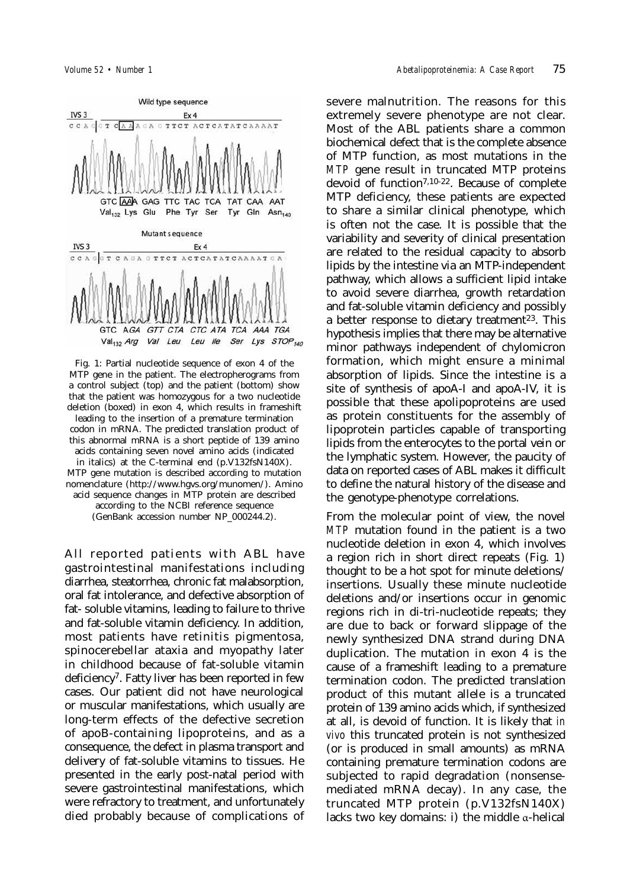Fig. 1: Partial nucleotide sequence of exon 4 of the MTP gene in the patient. The electropherograms from a control subject (top) and the patient (bottom) show that the patient was homozygous for a two nucleotide deletion (boxed) in exon 4, which results in frameshift leading to the insertion of a premature termination codon in mRNA. The predicted translation product of this abnormal mRNA is a short peptide of 139 amino acids containing seven novel amino acids (indicated in italics) at the C-terminal end (p.V132fsN140X). MTP gene mutation is described according to mutation nomenclature (http://www.hgvs.org/munomen/). Amino acid sequence changes in MTP protein are described according to the NCBI reference sequence (GenBank accession number NP_000244.2).

All reported patients with ABL have gastrointestinal manifestations including diarrhea, steatorrhea, chronic fat malabsorption, oral fat intolerance, and defective absorption of fat- soluble vitamins, leading to failure to thrive and fat-soluble vitamin deficiency. In addition, most patients have retinitis pigmentosa, spinocerebellar ataxia and myopathy later in childhood because of fat-soluble vitamin deficiency[7]. Fatty liver has been reported in few cases. Our patient did not have neurological or muscular manifestations, which usually are long-term effects of the defective secretion of apoB-containing lipoproteins, and as a consequence, the defect in plasma transport and delivery of fat-soluble vitamins to tissues. He presented in the early post-natal period with severe gastrointestinal manifestations, which were refractory to treatment, and unfortunately died probably because of complications of severe malnutrition. The reasons for this extremely severe phenotype are not clear. Most of the ABL patients share a common biochemical defect that is the complete absence of MTP function, as most mutations in the *MTP* gene result in truncated MTP proteins devoid of function[7,10-22]. Because of complete MTP deficiency, these patients are expected to share a similar clinical phenotype, which is often not the case. It is possible that the variability and severity of clinical presentation are related to the residual capacity to absorb lipids by the intestine via an MTP-independent pathway, which allows a sufficient lipid intake to avoid severe diarrhea, growth retardation and fat-soluble vitamin deficiency and possibly a better response to dietary treatment[23]. This hypothesis implies that there may be alternative minor pathways independent of chylomicron formation, which might ensure a minimal absorption of lipids. Since the intestine is a site of synthesis of apoA-I and apoA-IV, it is possible that these apolipoproteins are used as protein constituents for the assembly of lipoprotein particles capable of transporting lipids from the enterocytes to the portal vein or the lymphatic system. However, the paucity of data on reported cases of ABL makes it difficult to define the natural history of the disease and the genotype-phenotype correlations.

From the molecular point of view, the novel *MTP* mutation found in the patient is a two nucleotide deletion in exon 4, which involves a region rich in short direct repeats (Fig. 1) thought to be a hot spot for minute deletions/insertions. Usually these minute nucleotide deletions and/or insertions occur in genomic regions rich in di-tri-nucleotide repeats; they are due to back or forward slippage of the newly synthesized DNA strand during DNA duplication. The mutation in exon 4 is the cause of a frameshift leading to a premature termination codon. The predicted translation product of this mutant allele is a truncated protein of 139 amino acids which, if synthesized at all, is devoid of function. It is likely that *in vivo* this truncated protein is not synthesized (or is produced in small amounts) as mRNA containing premature termination codons are subjected to rapid degradation (nonsense-mediated mRNA decay). In any case, the truncated MTP protein (p.V132fsN140X) lacks two key domains: i) the middle α-helical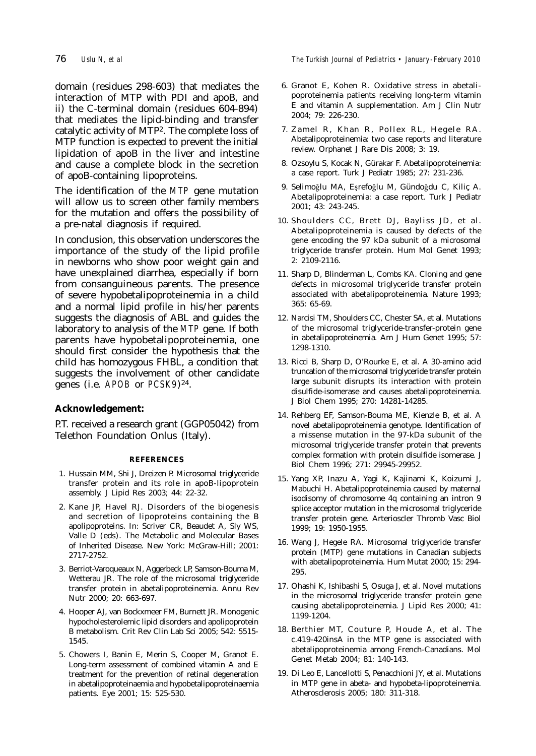domain (residues 298-603) that mediates the interaction of MTP with PDI and apoB, and ii) the C-terminal domain (residues 604-894) that mediates the lipid-binding and transfer catalytic activity of MTP[2]. The complete loss of MTP function is expected to prevent the initial lipidation of apoB in the liver and intestine and cause a complete block in the secretion of apoB-containing lipoproteins.

The identification of the *MTP* gene mutation will allow us to screen other family members for the mutation and offers the possibility of a pre-natal diagnosis if required.

In conclusion, this observation underscores the importance of the study of the lipid profile in newborns who show poor weight gain and have unexplained diarrhea, especially if born from consanguineous parents. The presence of severe hypobetalipoproteinemia in a child and a normal lipid profile in his/her parents suggests the diagnosis of ABL and guides the laboratory to analysis of the *MTP* gene. If both parents have hypobetalipoproteinemia, one should first consider the hypothesis that the child has homozygous FHBL, a condition that suggests the involvement of other candidate genes (i.e. *APOB* or *PCSK9*)[24].

**Acknowledgement:**

P.T. received a research grant (GGP05042) from Telethon Foundation Onlus (Italy).

## REFERENCES

1. Hussain MM, Shi J, Dreizen P. Microsomal triglyceride transfer protein and its role in apoB-lipoprotein assembly. J Lipid Res 2003; 44: 22-32.
2. Kane JP, Havel RJ. Disorders of the biogenesis and secretion of lipoproteins containing the B apolipoproteins. In: Scriver CR, Beaudet A, Sly WS, Valle D (eds). The Metabolic and Molecular Bases of Inherited Disease. New York: McGraw-Hill; 2001: 2717-2752.
3. Berriot-Varoqueaux N, Aggerbeck LP, Samson-Bouma M, Wetterau JR. The role of the microsomal triglyceride transfer protein in abetalipoproteinemia. Annu Rev Nutr 2000; 20: 663-697.
4. Hooper AJ, van Bockxmeer FM, Burnett JR. Monogenic hypocholesterolemic lipid disorders and apolipoprotein B metabolism. Crit Rev Clin Lab Sci 2005; 542: 5515-1545.
5. Chowers I, Banin E, Merin S, Cooper M, Granot E. Long-term assessment of combined vitamin A and E treatment for the prevention of retinal degeneration in abetalipoproteinaemia and hypobetalipoproteinaemia patients. Eye 2001; 15: 525-530.
6. Granot E, Kohen R. Oxidative stress in abetalipoproteinemia patients receiving long-term vitamin E and vitamin A supplementation. Am J Clin Nutr 2004; 79: 226-230.
7. Zamel R, Khan R, Pollex RL, Hegele RA. Abetalipoproteinemia: two case reports and literature review. Orphanet J Rare Dis 2008; 3: 19.
8. Ozsoylu S, Kocak N, Gürakar F. Abetalipoproteinemia: a case report. Turk J Pediatr 1985; 27: 231-236.
9. Selimoğlu MA, Eşrefoğlu M, Gündoğdu C, Kiliç A. Abetalipoproteinemia: a case report. Turk J Pediatr 2001; 43: 243-245.
10. Shoulders CC, Brett DJ, Bayliss JD, et al. Abetalipoproteinemia is caused by defects of the gene encoding the 97 kDa subunit of a microsomal triglyceride transfer protein. Hum Mol Genet 1993; 2: 2109-2116.
11. Sharp D, Blinderman L, Combs KA. Cloning and gene defects in microsomal triglyceride transfer protein associated with abetalipoproteinemia. Nature 1993; 365: 65-69.
12. Narcisi TM, Shoulders CC, Chester SA, et al. Mutations of the microsomal triglyceride-transfer-protein gene in abetalipoproteinemia. Am J Hum Genet 1995; 57: 1298-1310.
13. Ricci B, Sharp D, O'Rourke E, et al. A 30-amino acid truncation of the microsomal triglyceride transfer protein large subunit disrupts its interaction with protein disulfide-isomerase and causes abetalipoproteinemia. J Biol Chem 1995; 270: 14281-14285.
14. Rehberg EF, Samson-Bouma ME, Kienzle B, et al. A novel abetalipoproteinemia genotype. Identification of a missense mutation in the 97-kDa subunit of the microsomal triglyceride transfer protein that prevents complex formation with protein disulfide isomerase. J Biol Chem 1996; 271: 29945-29952.
15. Yang XP, Inazu A, Yagi K, Kajinami K, Koizumi J, Mabuchi H. Abetalipoproteinemia caused by maternal isodisomy of chromosome 4q containing an intron 9 splice acceptor mutation in the microsomal triglyceride transfer protein gene. Arterioscler Thromb Vasc Biol 1999; 19: 1950-1955.
16. Wang J, Hegele RA. Microsomal triglyceride transfer protein (MTP) gene mutations in Canadian subjects with abetalipoproteinemia. Hum Mutat 2000; 15: 294-295.
17. Ohashi K, Ishibashi S, Osuga J, et al. Novel mutations in the microsomal triglyceride transfer protein gene causing abetalipoproteinemia. J Lipid Res 2000; 41: 1199-1204.
18. Berthier MT, Couture P, Houde A, et al. The c.419-420insA in the MTP gene is associated with abetalipoproteinemia among French-Canadians. Mol Genet Metab 2004; 81: 140-143.
19. Di Leo E, Lancellotti S, Penacchioni JY, et al. Mutations in MTP gene in abeta- and hypobeta-lipoproteinemia. Atherosclerosis 2005; 180: 311-318.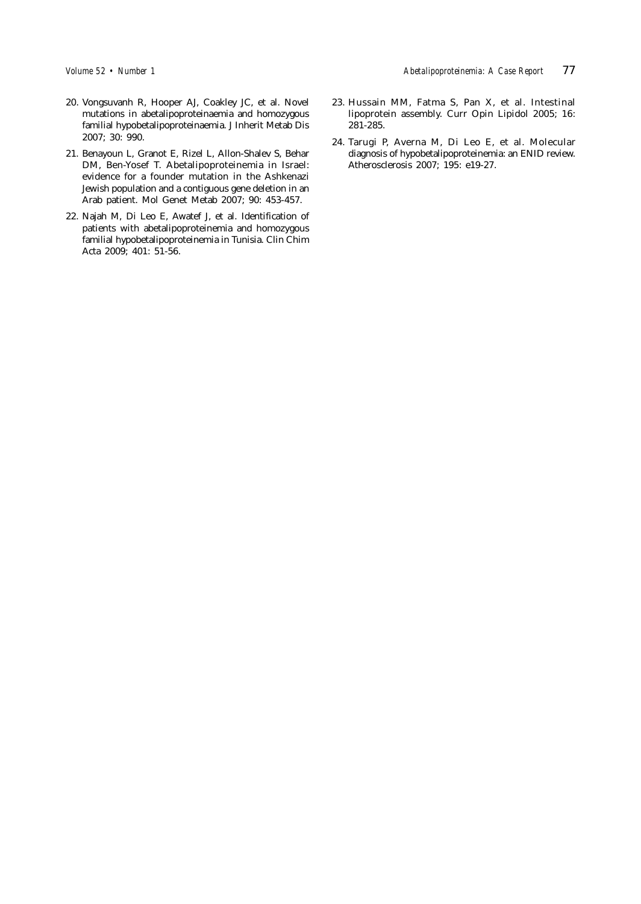20. Vongsuvanh R, Hooper AJ, Coakley JC, et al. Novel mutations in abetalipoproteinaemia and homozygous familial hypobetalipoproteinaemia. J Inherit Metab Dis 2007; 30: 990.

21. Benayoun L, Granot E, Rizel L, Allon-Shalev S, Behar DM, Ben-Yosef T. Abetalipoproteinemia in Israel: evidence for a founder mutation in the Ashkenazi Jewish population and a contiguous gene deletion in an Arab patient. Mol Genet Metab 2007; 90: 453-457.

22. Najah M, Di Leo E, Awatef J, et al. Identification of patients with abetalipoproteinemia and homozygous familial hypobetalipoproteinemia in Tunisia. Clin Chim Acta 2009; 401: 51-56.

23. Hussain MM, Fatma S, Pan X, et al. Intestinal lipoprotein assembly. Curr Opin Lipidol 2005; 16: 281-285.

24. Tarugi P, Averna M, Di Leo E, et al. Molecular diagnosis of hypobetalipoproteinemia: an ENID review. Atherosclerosis 2007; 195: e19-27.